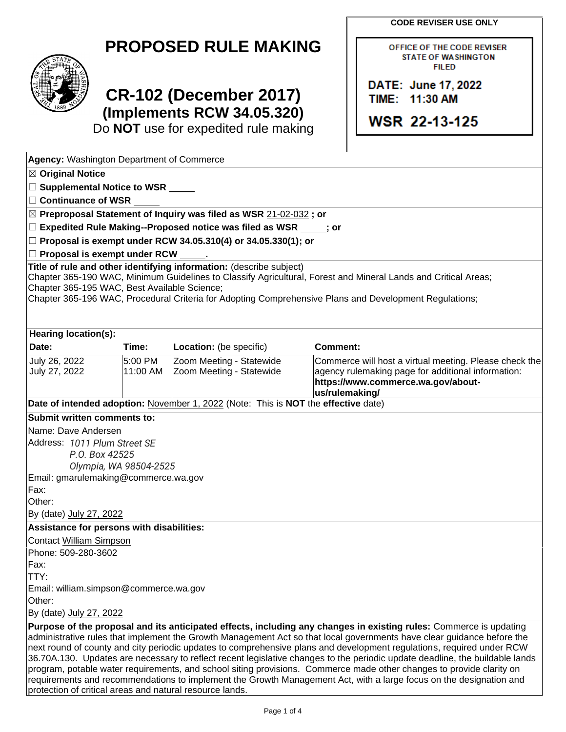**CODE REVISER USE ONLY**

OFFICE OF THE CODE REVISER
STATE OF WASHINGTON
FILED

DATE: June 17, 2022
TIME: 11:30 AM

WSR 22-13-125

# PROPOSED RULE MAKING

## CR-102 (December 2017)
### (Implements RCW 34.05.320)

Do **NOT** use for expedited rule making

**Agency:** Washington Department of Commerce

☒ **Original Notice**

☐ **Supplemental Notice to WSR** _____

☐ **Continuance of WSR** _____

☒ **Preproposal Statement of Inquiry was filed as WSR** 21-02-032 **; or**

☐ **Expedited Rule Making--Proposed notice was filed as WSR** _____**; or**

☐ **Proposal is exempt under RCW 34.05.310(4) or 34.05.330(1); or**

☐ **Proposal is exempt under RCW** _____**.**

**Title of rule and other identifying information:** (describe subject)
Chapter 365-190 WAC, Minimum Guidelines to Classify Agricultural, Forest and Mineral Lands and Critical Areas;
Chapter 365-195 WAC, Best Available Science;
Chapter 365-196 WAC, Procedural Criteria for Adopting Comprehensive Plans and Development Regulations;

**Hearing location(s):**

| Date: | Time: | Location: (be specific) | Comment: |
|---|---|---|---|
| July 26, 2022<br>July 27, 2022 | 5:00 PM<br>11:00 AM | Zoom Meeting - Statewide<br>Zoom Meeting - Statewide | Commerce will host a virtual meeting. Please check the agency rulemaking page for additional information: **https://www.commerce.wa.gov/about-us/rulemaking/** |

**Date of intended adoption:** November 1, 2022 (Note: This is **NOT** the **effective** date)

**Submit written comments to:**

Name: Dave Andersen
Address: *1011 Plum Street SE*
*P.O. Box 42525*
*Olympia, WA 98504-2525*
Email: gmarulemaking@commerce.wa.gov
Fax:
Other:
By (date) July 27, 2022

**Assistance for persons with disabilities:**

Contact William Simpson
Phone: 509-280-3602
Fax:
TTY:
Email: william.simpson@commerce.wa.gov
Other:
By (date) July 27, 2022

**Purpose of the proposal and its anticipated effects, including any changes in existing rules:** Commerce is updating administrative rules that implement the Growth Management Act so that local governments have clear guidance before the next round of county and city periodic updates to comprehensive plans and development regulations, required under RCW 36.70A.130. Updates are necessary to reflect recent legislative changes to the periodic update deadline, the buildable lands program, potable water requirements, and school siting provisions. Commerce made other changes to provide clarity on requirements and recommendations to implement the Growth Management Act, with a large focus on the designation and protection of critical areas and natural resource lands.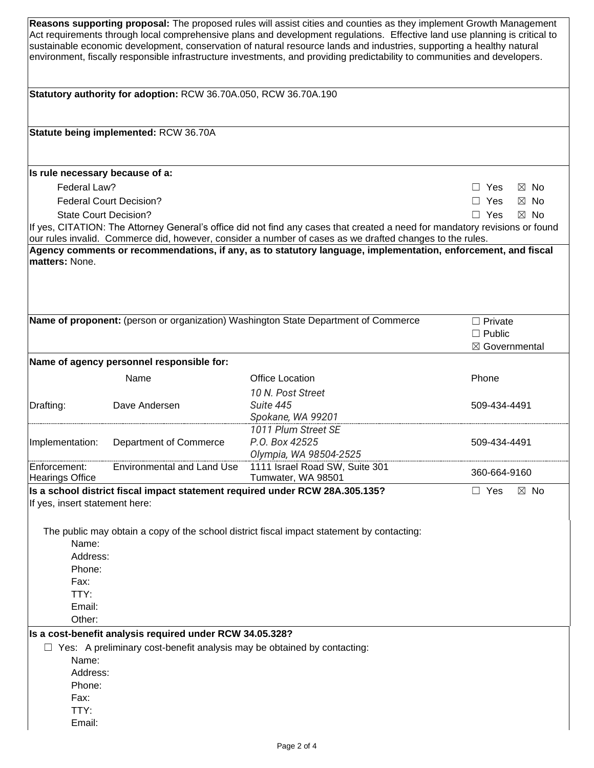**Reasons supporting proposal:** The proposed rules will assist cities and counties as they implement Growth Management Act requirements through local comprehensive plans and development regulations. Effective land use planning is critical to sustainable economic development, conservation of natural resource lands and industries, supporting a healthy natural environment, fiscally responsible infrastructure investments, and providing predictability to communities and developers.

**Statutory authority for adoption:** RCW 36.70A.050, RCW 36.70A.190

**Statute being implemented:** RCW 36.70A

**Is rule necessary because of a:**

| | |
|---|---|
| Federal Law? | ☐ Yes ☒ No |
| Federal Court Decision? | ☐ Yes ☒ No |
| State Court Decision? | ☐ Yes ☒ No |

If yes, CITATION: The Attorney General's office did not find any cases that created a need for mandatory revisions or found our rules invalid. Commerce did, however, consider a number of cases as we drafted changes to the rules.

**Agency comments or recommendations, if any, as to statutory language, implementation, enforcement, and fiscal matters:** None.

**Name of proponent:** (person or organization) Washington State Department of Commerce

☐ Private
☐ Public
☒ Governmental

**Name of agency personnel responsible for:**

| | Name | Office Location | Phone |
|---|---|---|---|
| Drafting: | Dave Andersen | *10 N. Post Street Suite 445 Spokane, WA 99201* | 509-434-4491 |
| Implementation: | Department of Commerce | *1011 Plum Street SE P.O. Box 42525 Olympia, WA 98504-2525* | 509-434-4491 |
| Enforcement: Hearings Office | Environmental and Land Use | 1111 Israel Road SW, Suite 301 Tumwater, WA 98501 | 360-664-9160 |

**Is a school district fiscal impact statement required under RCW 28A.305.135?** ☐ Yes ☒ No

If yes, insert statement here:

The public may obtain a copy of the school district fiscal impact statement by contacting:

Name:
Address:
Phone:
Fax:
TTY:
Email:
Other:

**Is a cost-benefit analysis required under RCW 34.05.328?**

☐ Yes: A preliminary cost-benefit analysis may be obtained by contacting:

Name:
Address:
Phone:
Fax:
TTY:
Email: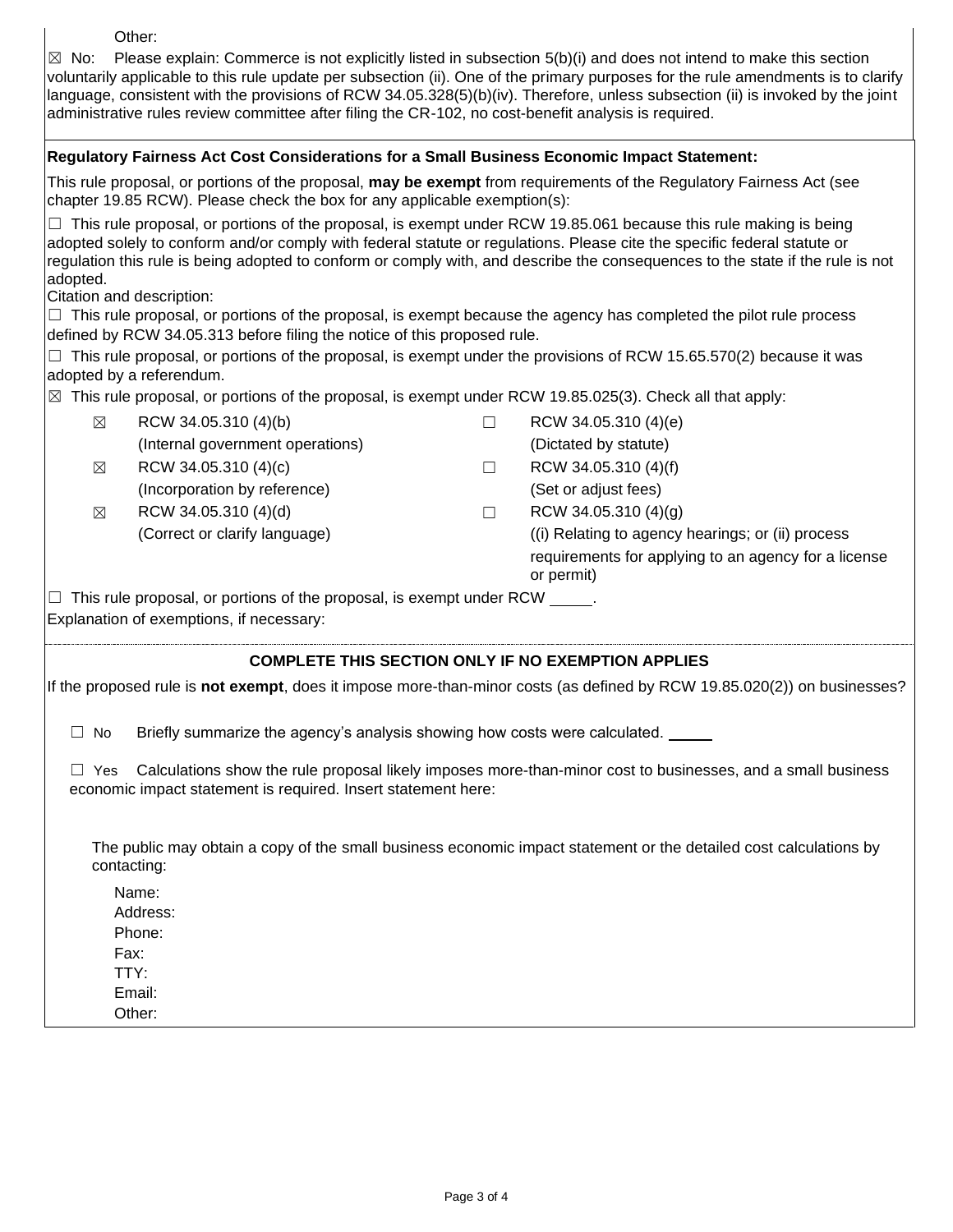Other:

☒ No: Please explain: Commerce is not explicitly listed in subsection 5(b)(i) and does not intend to make this section voluntarily applicable to this rule update per subsection (ii). One of the primary purposes for the rule amendments is to clarify language, consistent with the provisions of RCW 34.05.328(5)(b)(iv). Therefore, unless subsection (ii) is invoked by the joint administrative rules review committee after filing the CR-102, no cost-benefit analysis is required.

**Regulatory Fairness Act Cost Considerations for a Small Business Economic Impact Statement:**

This rule proposal, or portions of the proposal, **may be exempt** from requirements of the Regulatory Fairness Act (see chapter 19.85 RCW). Please check the box for any applicable exemption(s):

☐ This rule proposal, or portions of the proposal, is exempt under RCW 19.85.061 because this rule making is being adopted solely to conform and/or comply with federal statute or regulations. Please cite the specific federal statute or regulation this rule is being adopted to conform or comply with, and describe the consequences to the state if the rule is not adopted.

Citation and description:

☐ This rule proposal, or portions of the proposal, is exempt because the agency has completed the pilot rule process defined by RCW 34.05.313 before filing the notice of this proposed rule.

☐ This rule proposal, or portions of the proposal, is exempt under the provisions of RCW 15.65.570(2) because it was adopted by a referendum.

☒ This rule proposal, or portions of the proposal, is exempt under RCW 19.85.025(3). Check all that apply:

| | | | |
|---|---|---|---|
| ☒ | RCW 34.05.310 (4)(b) (Internal government operations) | ☐ | RCW 34.05.310 (4)(e) (Dictated by statute) |
| ☒ | RCW 34.05.310 (4)(c) (Incorporation by reference) | ☐ | RCW 34.05.310 (4)(f) (Set or adjust fees) |
| ☒ | RCW 34.05.310 (4)(d) (Correct or clarify language) | ☐ | RCW 34.05.310 (4)(g) ((i) Relating to agency hearings; or (ii) process requirements for applying to an agency for a license or permit) |

☐ This rule proposal, or portions of the proposal, is exempt under RCW _____.

Explanation of exemptions, if necessary:

**COMPLETE THIS SECTION ONLY IF NO EXEMPTION APPLIES**

If the proposed rule is **not exempt**, does it impose more-than-minor costs (as defined by RCW 19.85.020(2)) on businesses?

☐ No Briefly summarize the agency's analysis showing how costs were calculated. _____

☐ Yes Calculations show the rule proposal likely imposes more-than-minor cost to businesses, and a small business economic impact statement is required. Insert statement here:

The public may obtain a copy of the small business economic impact statement or the detailed cost calculations by contacting:

Name:
Address:
Phone:
Fax:
TTY:
Email:
Other: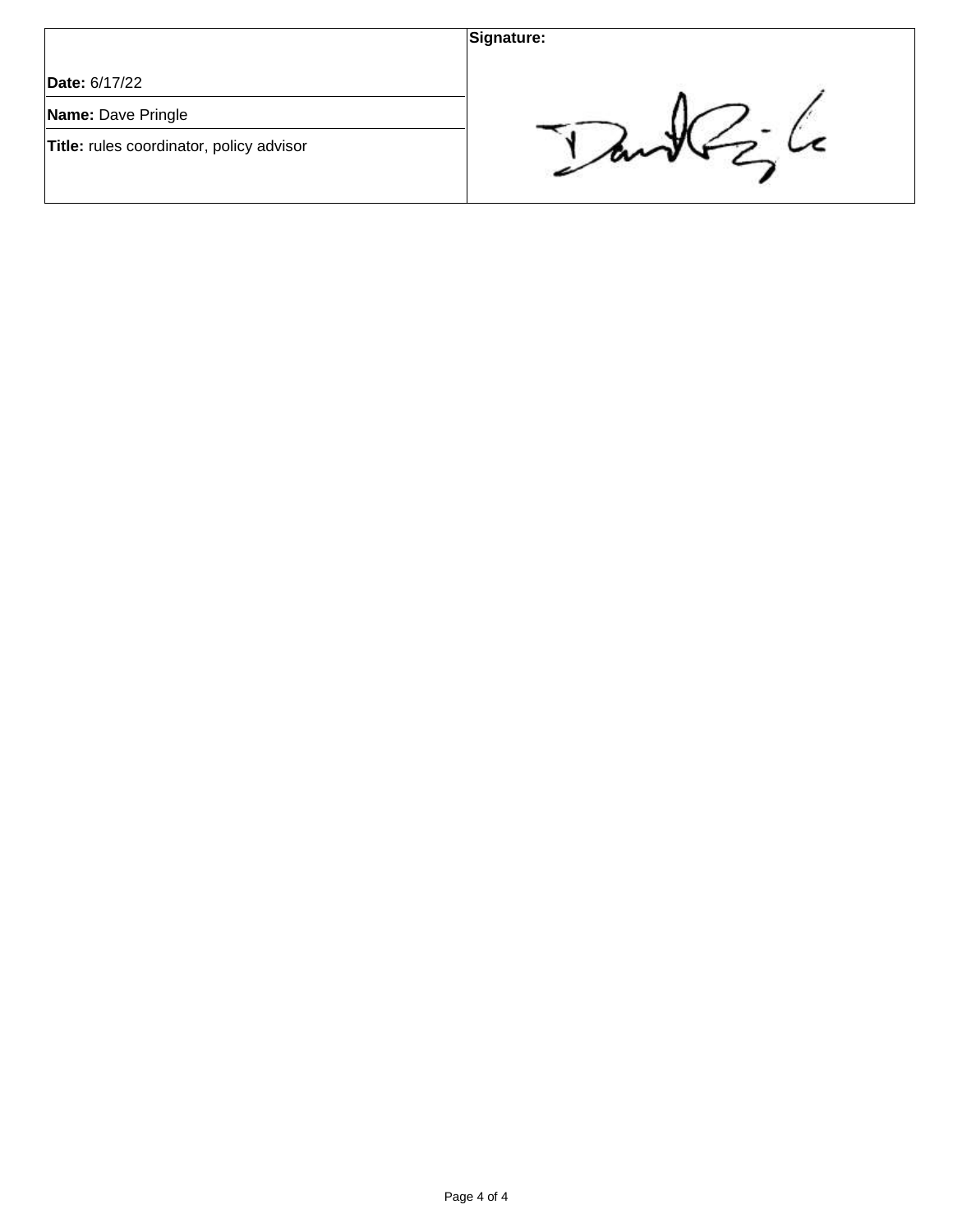| | Signature: |
|---|---|
| **Date:** 6/17/22 | |
| **Name:** Dave Pringle | |
| **Title:** rules coordinator, policy advisor | |